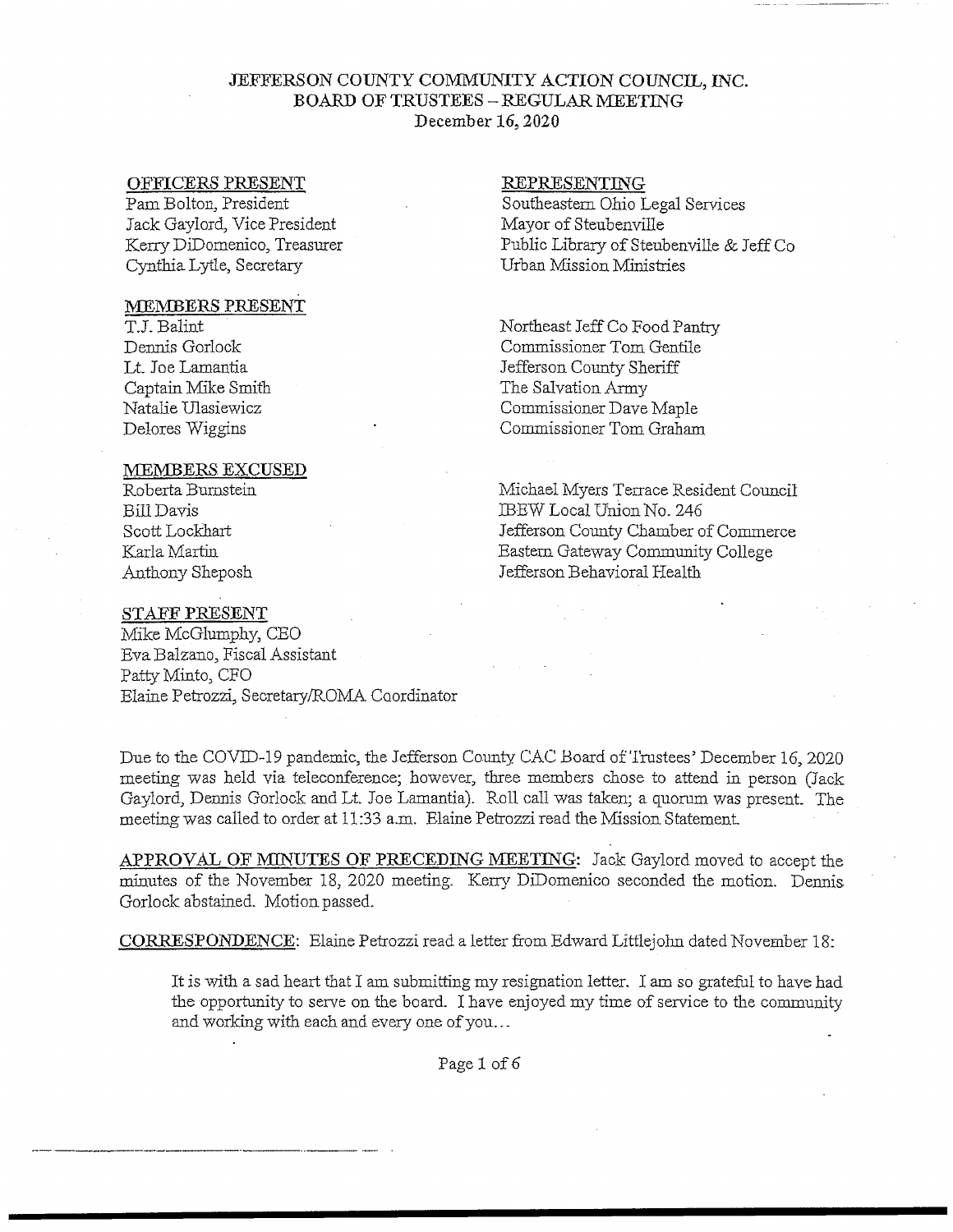# JEFFERSON COUNTY COMMUNITY ACTION COUNCIL, INC.
## BOARD OF TRUSTEES – REGULAR MEETING
December 16, 2020

| OFFICERS PRESENT | REPRESENTING |
|---|---|
| Pam Bolton, President | Southeastern Ohio Legal Services |
| Jack Gaylord, Vice President | Mayor of Steubenville |
| Kerry DiDomenico, Treasurer | Public Library of Steubenville & Jeff Co |
| Cynthia Lytle, Secretary | Urban Mission Ministries |
| **MEMBERS PRESENT** | |
| T.J. Balint | Northeast Jeff Co Food Pantry |
| Dennis Gorlock | Commissioner Tom Gentile |
| Lt. Joe Lamantia | Jefferson County Sheriff |
| Captain Mike Smith | The Salvation Army |
| Natalie Ulasiewicz | Commissioner Dave Maple |
| Delores Wiggins | Commissioner Tom Graham |
| **MEMBERS EXCUSED** | |
| Roberta Burnstein | Michael Myers Terrace Resident Council |
| Bill Davis | IBEW Local Union No. 246 |
| Scott Lockhart | Jefferson County Chamber of Commerce |
| Karla Martin | Eastern Gateway Community College |
| Anthony Sheposh | Jefferson Behavioral Health |

**STAFF PRESENT**

Mike McGlumphy, CEO
Eva Balzano, Fiscal Assistant
Patty Minto, CFO
Elaine Petrozzi, Secretary/ROMA Coordinator

Due to the COVID-19 pandemic, the Jefferson County CAC Board of Trustees' December 16, 2020 meeting was held via teleconference; however, three members chose to attend in person (Jack Gaylord, Dennis Gorlock and Lt. Joe Lamantia). Roll call was taken; a quorum was present. The meeting was called to order at 11:33 a.m. Elaine Petrozzi read the Mission Statement.

**APPROVAL OF MINUTES OF PRECEDING MEETING:** Jack Gaylord moved to accept the minutes of the November 18, 2020 meeting. Kerry DiDomenico seconded the motion. Dennis Gorlock abstained. Motion passed.

**CORRESPONDENCE:** Elaine Petrozzi read a letter from Edward Littlejohn dated November 18:

> It is with a sad heart that I am submitting my resignation letter. I am so grateful to have had the opportunity to serve on the board. I have enjoyed my time of service to the community and working with each and every one of you…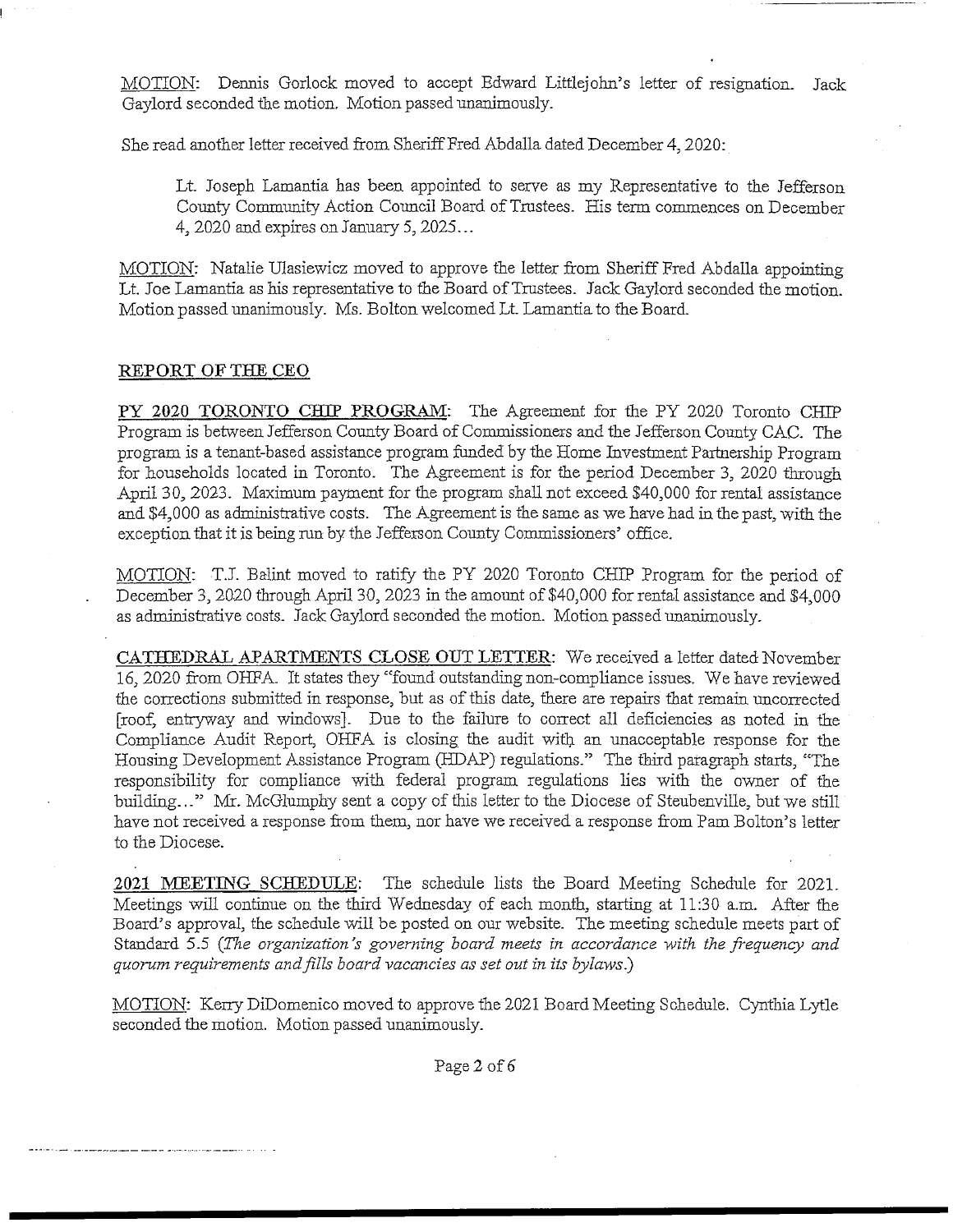MOTION: Dennis Gorlock moved to accept Edward Littlejohn's letter of resignation. Jack Gaylord seconded the motion. Motion passed unanimously.

She read another letter received from Sheriff Fred Abdalla dated December 4, 2020:

> Lt. Joseph Lamantia has been appointed to serve as my Representative to the Jefferson County Community Action Council Board of Trustees. His term commences on December 4, 2020 and expires on January 5, 2025…

MOTION: Natalie Ulasiewicz moved to approve the letter from Sheriff Fred Abdalla appointing Lt. Joe Lamantia as his representative to the Board of Trustees. Jack Gaylord seconded the motion. Motion passed unanimously. Ms. Bolton welcomed Lt. Lamantia to the Board.

## REPORT OF THE CEO

**PY 2020 TORONTO CHIP PROGRAM**: The Agreement for the PY 2020 Toronto CHIP Program is between Jefferson County Board of Commissioners and the Jefferson County CAC. The program is a tenant-based assistance program funded by the Home Investment Partnership Program for households located in Toronto. The Agreement is for the period December 3, 2020 through April 30, 2023. Maximum payment for the program shall not exceed $40,000 for rental assistance and $4,000 as administrative costs. The Agreement is the same as we have had in the past, with the exception that it is being run by the Jefferson County Commissioners' office.

MOTION: T.J. Balint moved to ratify the PY 2020 Toronto CHIP Program for the period of December 3, 2020 through April 30, 2023 in the amount of $40,000 for rental assistance and $4,000 as administrative costs. Jack Gaylord seconded the motion. Motion passed unanimously.

**CATHEDRAL APARTMENTS CLOSE OUT LETTER**: We received a letter dated November 16, 2020 from OHFA. It states they "found outstanding non-compliance issues. We have reviewed the corrections submitted in response, but as of this date, there are repairs that remain uncorrected [roof, entryway and windows]. Due to the failure to correct all deficiencies as noted in the Compliance Audit Report, OHFA is closing the audit with an unacceptable response for the Housing Development Assistance Program (HDAP) regulations." The third paragraph starts, "The responsibility for compliance with federal program regulations lies with the owner of the building…" Mr. McGlumphy sent a copy of this letter to the Diocese of Steubenville, but we still have not received a response from them, nor have we received a response from Pam Bolton's letter to the Diocese.

**2021 MEETING SCHEDULE**: The schedule lists the Board Meeting Schedule for 2021. Meetings will continue on the third Wednesday of each month, starting at 11:30 a.m. After the Board's approval, the schedule will be posted on our website. The meeting schedule meets part of Standard 5.5 (*The organization's governing board meets in accordance with the frequency and quorum requirements and fills board vacancies as set out in its bylaws.*)

MOTION: Kerry DiDomenico moved to approve the 2021 Board Meeting Schedule. Cynthia Lytle seconded the motion. Motion passed unanimously.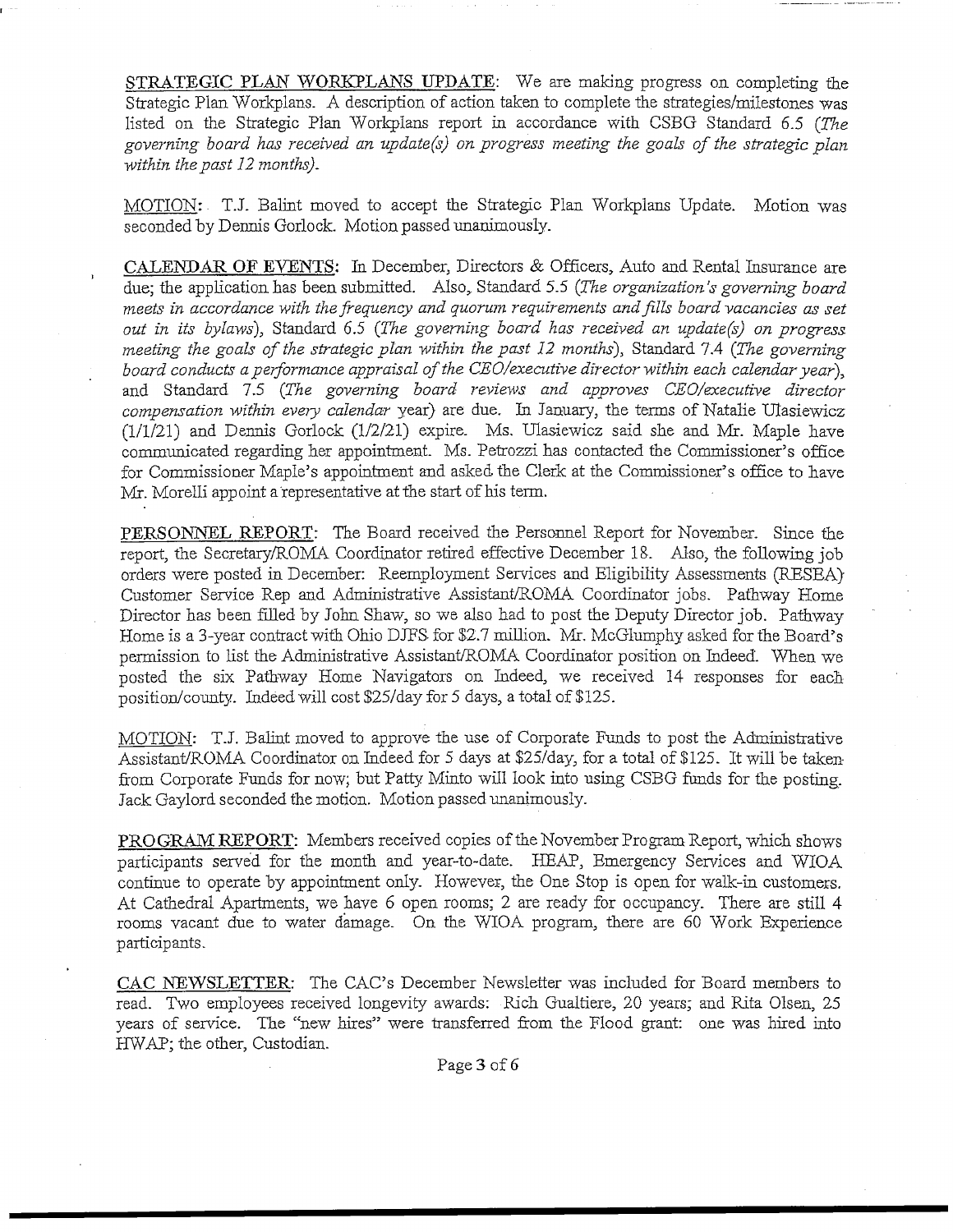<u>STRATEGIC PLAN WORKPLANS UPDATE</u>: We are making progress on completing the Strategic Plan Workplans. A description of action taken to complete the strategies/milestones was listed on the Strategic Plan Workplans report in accordance with CSBG Standard 6.5 (*The governing board has received an update(s) on progress meeting the goals of the strategic plan within the past 12 months*).

<u>MOTION</u>: T.J. Balint moved to accept the Strategic Plan Workplans Update. Motion was seconded by Dennis Gorlock. Motion passed unanimously.

<u>CALENDAR OF EVENTS</u>: In December, Directors & Officers, Auto and Rental Insurance are due; the application has been submitted. Also, Standard 5.5 (*The organization's governing board meets in accordance with the frequency and quorum requirements and fills board vacancies as set out in its bylaws*), Standard 6.5 (*The governing board has received an update(s) on progress meeting the goals of the strategic plan within the past 12 months*), Standard 7.4 (*The governing board conducts a performance appraisal of the CEO/executive director within each calendar year*), and Standard 7.5 (*The governing board reviews and approves CEO/executive director compensation within every calendar* year) are due. In January, the terms of Natalie Ulasiewicz (1/1/21) and Dennis Gorlock (1/2/21) expire. Ms. Ulasiewicz said she and Mr. Maple have communicated regarding her appointment. Ms. Petrozzi has contacted the Commissioner's office for Commissioner Maple's appointment and asked the Clerk at the Commissioner's office to have Mr. Morelli appoint a representative at the start of his term.

<u>PERSONNEL REPORT</u>: The Board received the Personnel Report for November. Since the report, the Secretary/ROMA Coordinator retired effective December 18. Also, the following job orders were posted in December: Reemployment Services and Eligibility Assessments (RESEA) Customer Service Rep and Administrative Assistant/ROMA Coordinator jobs. Pathway Home Director has been filled by John Shaw, so we also had to post the Deputy Director job. Pathway Home is a 3-year contract with Ohio DJFS for $2.7 million. Mr. McGlumphy asked for the Board's permission to list the Administrative Assistant/ROMA Coordinator position on Indeed. When we posted the six Pathway Home Navigators on Indeed, we received 14 responses for each position/county. Indeed will cost $25/day for 5 days, a total of $125.

<u>MOTION</u>: T.J. Balint moved to approve the use of Corporate Funds to post the Administrative Assistant/ROMA Coordinator on Indeed for 5 days at $25/day, for a total of $125. It will be taken from Corporate Funds for now; but Patty Minto will look into using CSBG funds for the posting. Jack Gaylord seconded the motion. Motion passed unanimously.

<u>PROGRAM REPORT</u>: Members received copies of the November Program Report, which shows participants served for the month and year-to-date. HEAP, Emergency Services and WIOA continue to operate by appointment only. However, the One Stop is open for walk-in customers. At Cathedral Apartments, we have 6 open rooms; 2 are ready for occupancy. There are still 4 rooms vacant due to water damage. On the WIOA program, there are 60 Work Experience participants.

<u>CAC NEWSLETTER</u>: The CAC's December Newsletter was included for Board members to read. Two employees received longevity awards: Rich Gualtiere, 20 years; and Rita Olsen, 25 years of service. The "new hires" were transferred from the Flood grant: one was hired into HWAP; the other, Custodian.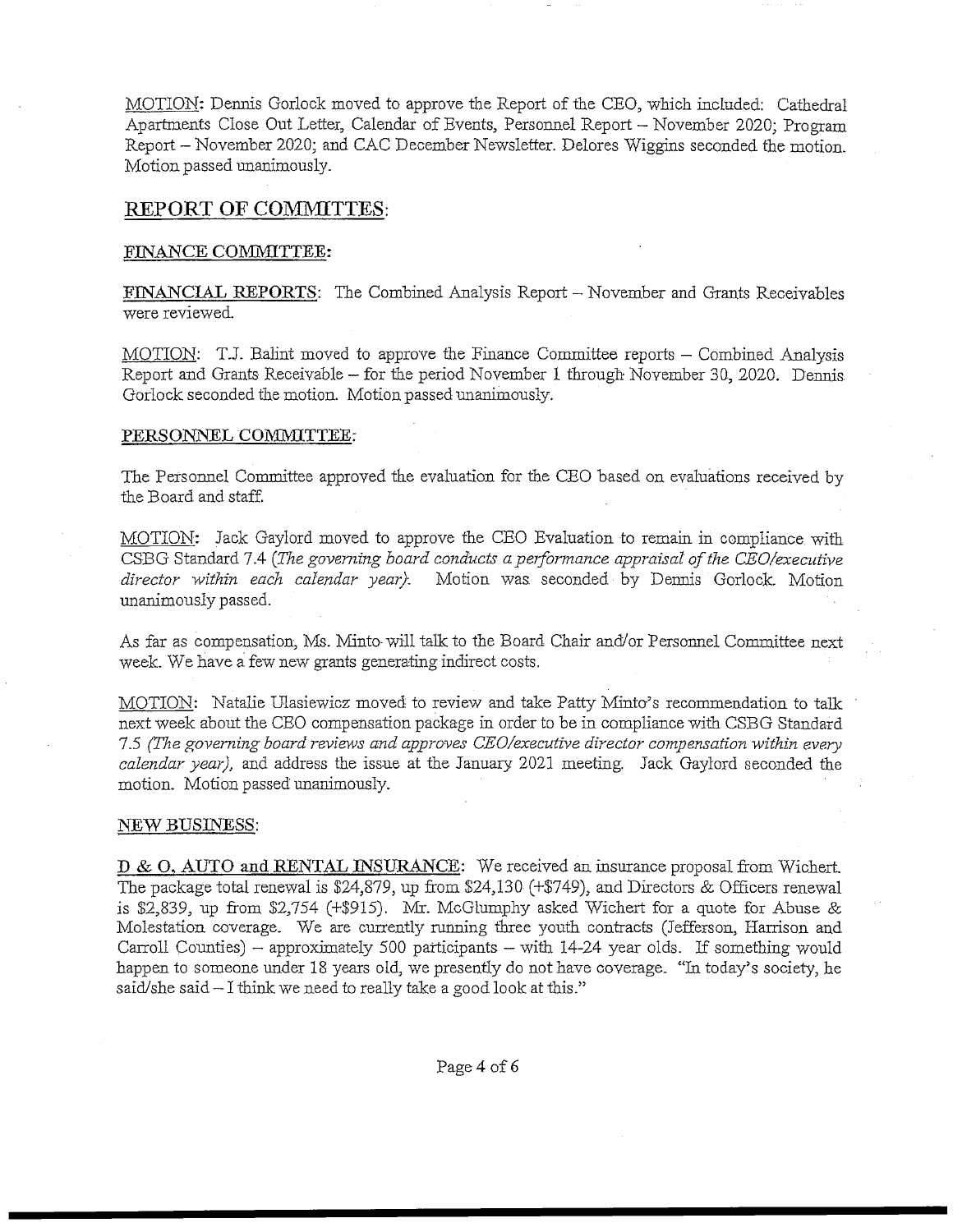MOTION: Dennis Gorlock moved to approve the Report of the CEO, which included: Cathedral Apartments Close Out Letter, Calendar of Events, Personnel Report – November 2020; Program Report – November 2020; and CAC December Newsletter. Delores Wiggins seconded the motion. Motion passed unanimously.

## REPORT OF COMMITTES:

### FINANCE COMMITTEE:

FINANCIAL REPORTS: The Combined Analysis Report – November and Grants Receivables were reviewed.

MOTION: T.J. Balint moved to approve the Finance Committee reports – Combined Analysis Report and Grants Receivable – for the period November 1 through November 30, 2020. Dennis Gorlock seconded the motion. Motion passed unanimously.

### PERSONNEL COMMITTEE:

The Personnel Committee approved the evaluation for the CEO based on evaluations received by the Board and staff.

MOTION: Jack Gaylord moved to approve the CEO Evaluation to remain in compliance with CSBG Standard 7.4 *(The governing board conducts a performance appraisal of the CEO/executive director within each calendar year)*. Motion was seconded by Dennis Gorlock. Motion unanimously passed.

As far as compensation, Ms. Minto will talk to the Board Chair and/or Personnel Committee next week. We have a few new grants generating indirect costs.

MOTION: Natalie Ulasiewicz moved to review and take Patty Minto's recommendation to talk next week about the CEO compensation package in order to be in compliance with CSBG Standard 7.5 *(The governing board reviews and approves CEO/executive director compensation within every calendar year)*, and address the issue at the January 2021 meeting. Jack Gaylord seconded the motion. Motion passed unanimously.

### NEW BUSINESS:

D & O, AUTO and RENTAL INSURANCE: We received an insurance proposal from Wichert. The package total renewal is $24,879, up from $24,130 (+$749), and Directors & Officers renewal is $2,839, up from $2,754 (+$915). Mr. McGlumphy asked Wichert for a quote for Abuse & Molestation coverage. We are currently running three youth contracts (Jefferson, Harrison and Carroll Counties) – approximately 500 participants – with 14-24 year olds. If something would happen to someone under 18 years old, we presently do not have coverage. "In today's society, he said/she said – I think we need to really take a good look at this."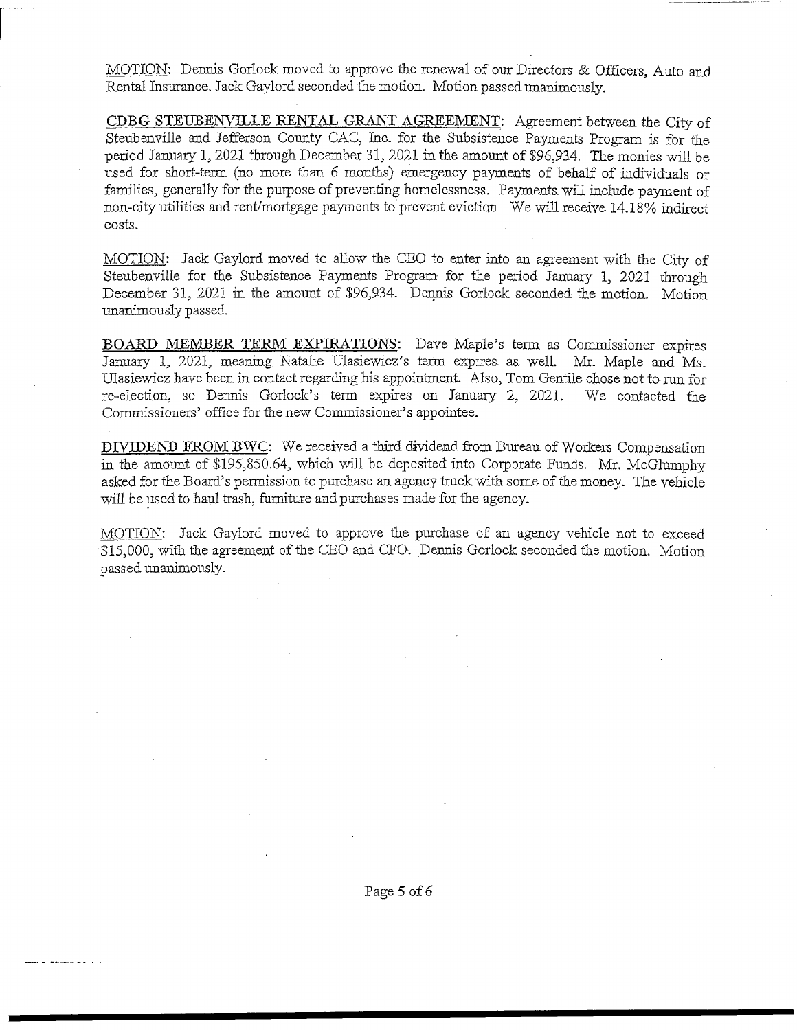MOTION: Dennis Gorlock moved to approve the renewal of our Directors & Officers, Auto and Rental Insurance. Jack Gaylord seconded the motion. Motion passed unanimously.

**CDBG STEUBENVILLE RENTAL GRANT AGREEMENT**: Agreement between the City of Steubenville and Jefferson County CAC, Inc. for the Subsistence Payments Program is for the period January 1, 2021 through December 31, 2021 in the amount of $96,934. The monies will be used for short-term (no more than 6 months) emergency payments of behalf of individuals or families, generally for the purpose of preventing homelessness. Payments will include payment of non-city utilities and rent/mortgage payments to prevent eviction. We will receive 14.18% indirect costs.

MOTION: Jack Gaylord moved to allow the CEO to enter into an agreement with the City of Steubenville for the Subsistence Payments Program for the period January 1, 2021 through December 31, 2021 in the amount of $96,934. Dennis Gorlock seconded the motion. Motion unanimously passed.

**BOARD MEMBER TERM EXPIRATIONS**: Dave Maple's term as Commissioner expires January 1, 2021, meaning Natalie Ulasiewicz's term expires as well. Mr. Maple and Ms. Ulasiewicz have been in contact regarding his appointment. Also, Tom Gentile chose not to run for re-election, so Dennis Gorlock's term expires on January 2, 2021. We contacted the Commissioners' office for the new Commissioner's appointee.

**DIVIDEND FROM BWC**: We received a third dividend from Bureau of Workers Compensation in the amount of $195,850.64, which will be deposited into Corporate Funds. Mr. McGlumphy asked for the Board's permission to purchase an agency truck with some of the money. The vehicle will be used to haul trash, furniture and purchases made for the agency.

MOTION: Jack Gaylord moved to approve the purchase of an agency vehicle not to exceed $15,000, with the agreement of the CEO and CFO. Dennis Gorlock seconded the motion. Motion passed unanimously.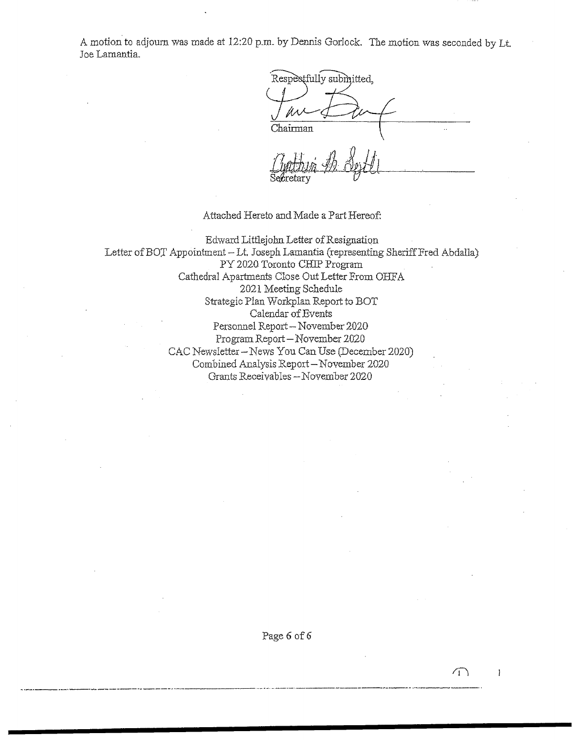A motion to adjourn was made at 12:20 p.m. by Dennis Gorlock. The motion was seconded by Lt. Joe Lamantia.

Respectfully submitted,

Chairman

Secretary

Attached Hereto and Made a Part Hereof:

Edward Littlejohn Letter of Resignation
Letter of BOT Appointment – Lt. Joseph Lamantia (representing Sheriff Fred Abdalla)
PY 2020 Toronto CHIP Program
Cathedral Apartments Close Out Letter From OHFA
2021 Meeting Schedule
Strategic Plan Workplan Report to BOT
Calendar of Events
Personnel Report – November 2020
Program Report – November 2020
CAC Newsletter – News You Can Use (December 2020)
Combined Analysis Report – November 2020
Grants Receivables – November 2020